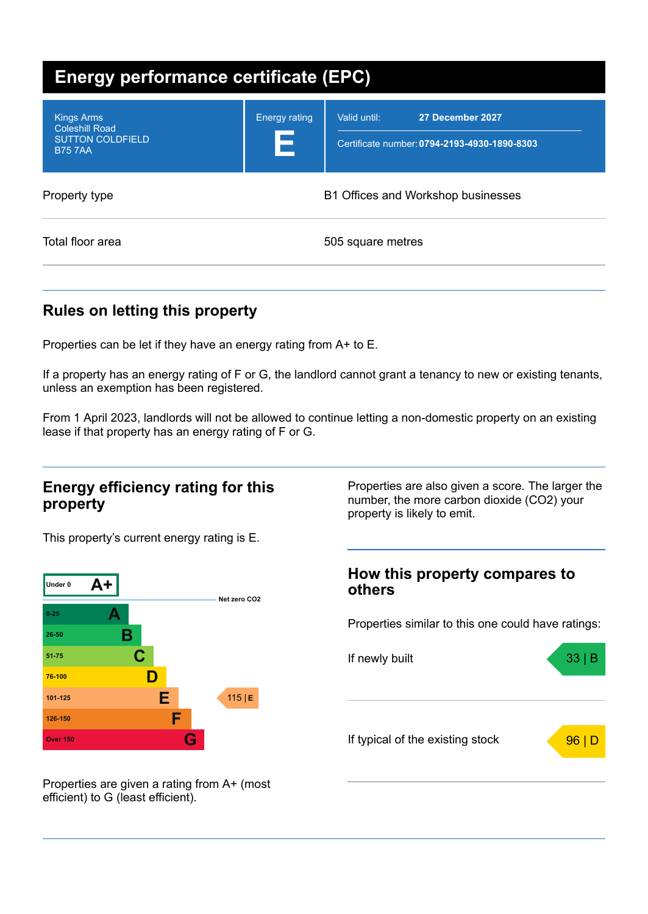# Energy performance certificate (EPC)

| Address | Energy rating | Details |
|---|---|---|
| Kings Arms<br>Coleshill Road<br>SUTTON COLDFIELD<br>B75 7AA | E | Valid until: **27 December 2027**<br>Certificate number: **0794-2193-4930-1890-8303** |

| | |
|---|---|
| Property type | B1 Offices and Workshop businesses |
| Total floor area | 505 square metres |

## Rules on letting this property

Properties can be let if they have an energy rating from A+ to E.

If a property has an energy rating of F or G, the landlord cannot grant a tenancy to new or existing tenants, unless an exemption has been registered.

From 1 April 2023, landlords will not be allowed to continue letting a non-domestic property on an existing lease if that property has an energy rating of F or G.

## Energy efficiency rating for this property

This property's current energy rating is E.

| Score | Rating |
|---|---|
| Under 0 | A+ |
| 0-25 | A |
| 26-50 | B |
| 51-75 | C |
| 76-100 | D |
| 101-125 | E |
| 126-150 | F |
| Over 150 | G |

Net zero CO2

This property: 115 | E

Properties are given a rating from A+ (most efficient) to G (least efficient).

Properties are also given a score. The larger the number, the more carbon dioxide (CO2) your property is likely to emit.

## How this property compares to others

Properties similar to this one could have ratings:

| | |
|---|---|
| If newly built | 33 \| B |
| If typical of the existing stock | 96 \| D |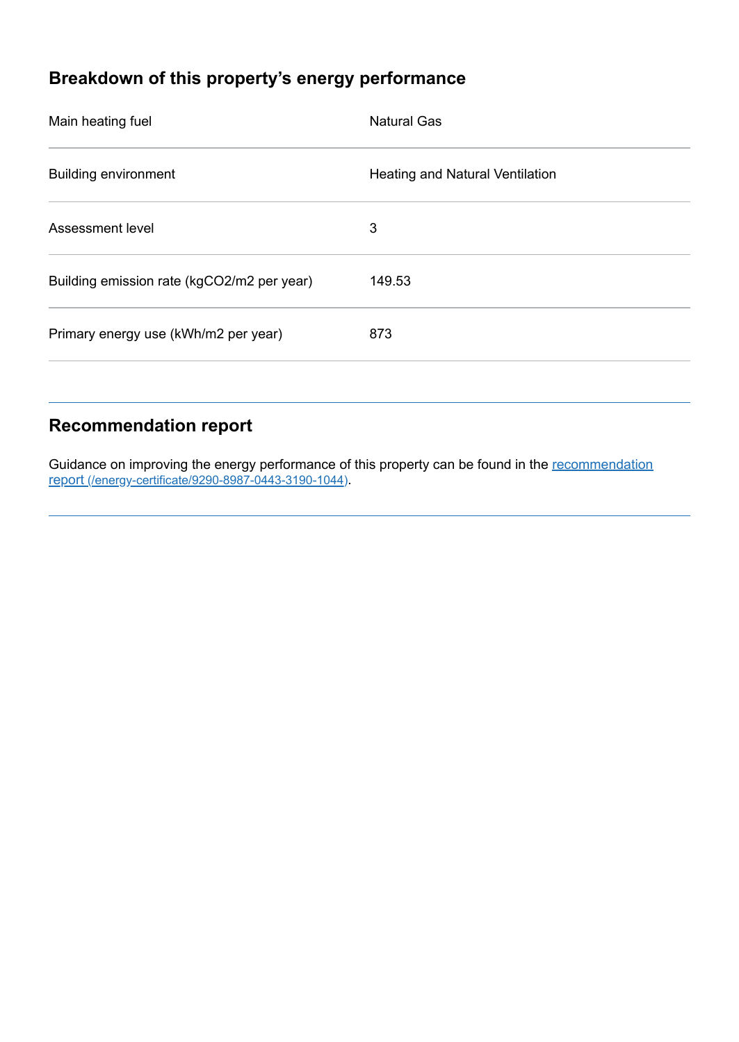## Breakdown of this property's energy performance

| | |
|---|---|
| Main heating fuel | Natural Gas |
| Building environment | Heating and Natural Ventilation |
| Assessment level | 3 |
| Building emission rate (kgCO2/m2 per year) | 149.53 |
| Primary energy use (kWh/m2 per year) | 873 |

## Recommendation report

Guidance on improving the energy performance of this property can be found in the [recommendation report (/energy-certificate/9290-8987-0443-3190-1044)](/energy-certificate/9290-8987-0443-3190-1044).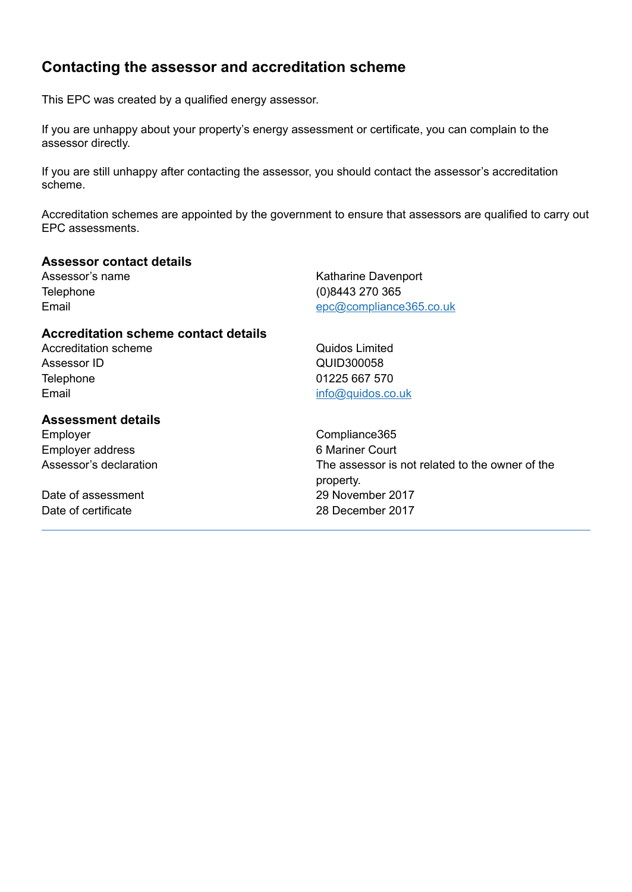## Contacting the assessor and accreditation scheme

This EPC was created by a qualified energy assessor.

If you are unhappy about your property's energy assessment or certificate, you can complain to the assessor directly.

If you are still unhappy after contacting the assessor, you should contact the assessor's accreditation scheme.

Accreditation schemes are appointed by the government to ensure that assessors are qualified to carry out EPC assessments.

### Assessor contact details

| | |
|---|---|
| Assessor's name | Katharine Davenport |
| Telephone | (0)8443 270 365 |
| Email | epc@compliance365.co.uk |

### Accreditation scheme contact details

| | |
|---|---|
| Accreditation scheme | Quidos Limited |
| Assessor ID | QUID300058 |
| Telephone | 01225 667 570 |
| Email | info@quidos.co.uk |

### Assessment details

| | |
|---|---|
| Employer | Compliance365 |
| Employer address | 6 Mariner Court |
| Assessor's declaration | The assessor is not related to the owner of the property. |
| Date of assessment | 29 November 2017 |
| Date of certificate | 28 December 2017 |